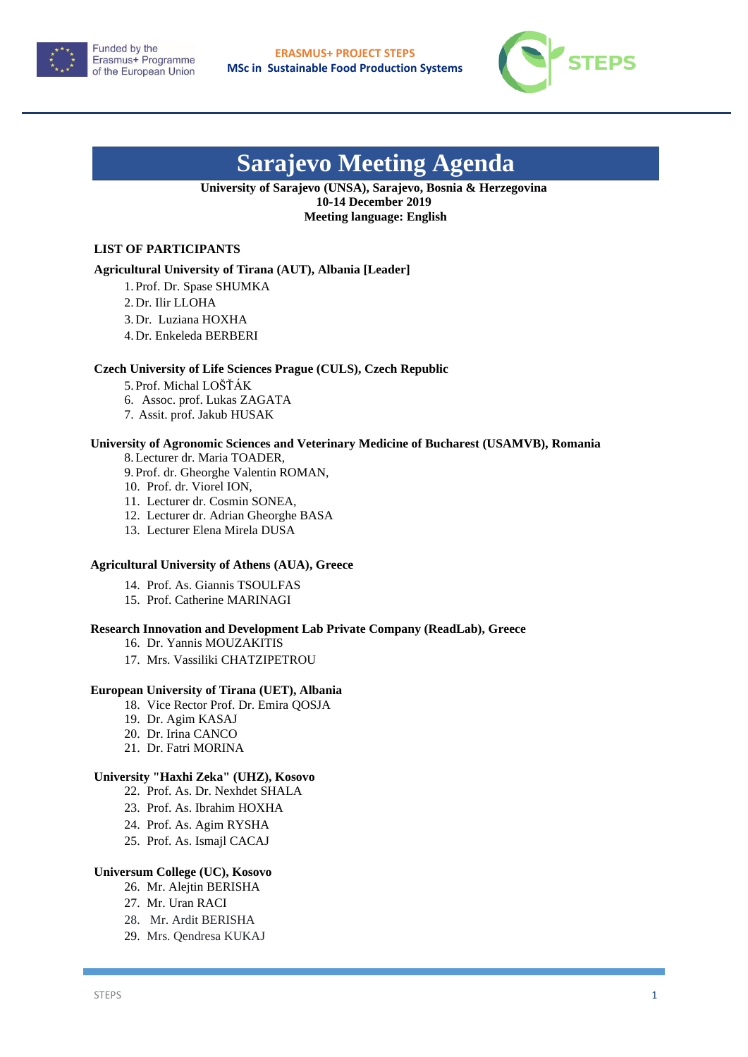Funded by the Erasmus+ Programme of the European Union

**ERASMUS+ PROJECT STEPS**
**MSc in Sustainable Food Production Systems**

# Sarajevo Meeting Agenda

**University of Sarajevo (UNSA), Sarajevo, Bosnia & Herzegovina**
**10-14 December 2019**
**Meeting language: English**

## LIST OF PARTICIPANTS

**Agricultural University of Tirana (AUT), Albania [Leader]**

1. Prof. Dr. Spase SHUMKA
2. Dr. Ilir LLOHA
3. Dr. Luziana HOXHA
4. Dr. Enkeleda BERBERI

**Czech University of Life Sciences Prague (CULS), Czech Republic**

5. Prof. Michal LOŠŤÁK
6. Assoc. prof. Lukas ZAGATA
7. Assit. prof. Jakub HUSAK

**University of Agronomic Sciences and Veterinary Medicine of Bucharest (USAMVB), Romania**

8. Lecturer dr. Maria TOADER,
9. Prof. dr. Gheorghe Valentin ROMAN,
10. Prof. dr. Viorel ION,
11. Lecturer dr. Cosmin SONEA,
12. Lecturer dr. Adrian Gheorghe BASA
13. Lecturer Elena Mirela DUSA

**Agricultural University of Athens (AUA), Greece**

14. Prof. As. Giannis TSOULFAS
15. Prof. Catherine MARINAGI

**Research Innovation and Development Lab Private Company (ReadLab), Greece**

16. Dr. Yannis MOUZAKITIS
17. Mrs. Vassiliki CHATZIPETROU

**European University of Tirana (UET), Albania**

18. Vice Rector Prof. Dr. Emira QOSJA
19. Dr. Agim KASAJ
20. Dr. Irina CANCO
21. Dr. Fatri MORINA

**University "Haxhi Zeka" (UHZ), Kosovo**

22. Prof. As. Dr. Nexhdet SHALA
23. Prof. As. Ibrahim HOXHA
24. Prof. As. Agim RYSHA
25. Prof. As. Ismajl CACAJ

**Universum College (UC), Kosovo**

26. Mr. Alejtin BERISHA
27. Mr. Uran RACI
28. Mr. Ardit BERISHA
29. Mrs. Qendresa KUKAJ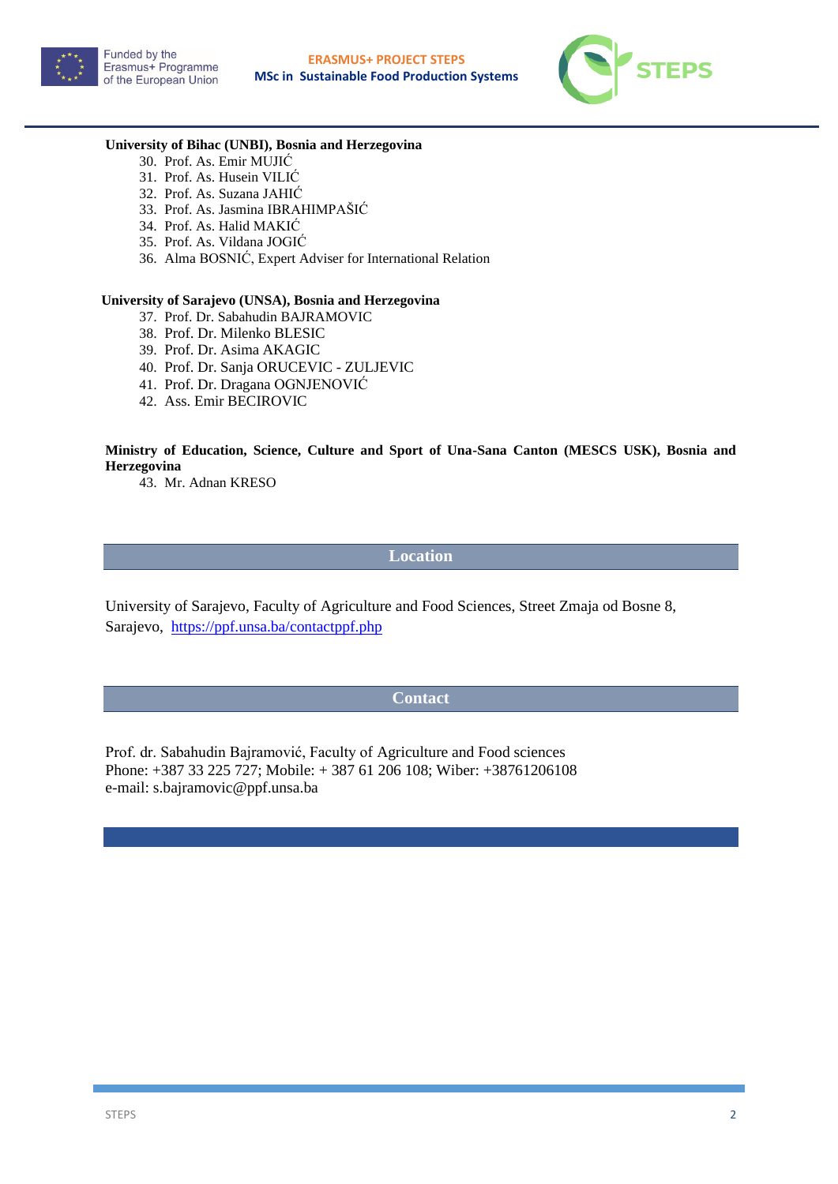**University of Bihac (UNBI), Bosnia and Herzegovina**

30. Prof. As. Emir MUJIĆ
31. Prof. As. Husein VILIĆ
32. Prof. As. Suzana JAHIĆ
33. Prof. As. Jasmina IBRAHIMPAŠIĆ
34. Prof. As. Halid MAKIĆ
35. Prof. As. Vildana JOGIĆ
36. Alma BOSNIĆ, Expert Adviser for International Relation

**University of Sarajevo (UNSA), Bosnia and Herzegovina**

37. Prof. Dr. Sabahudin BAJRAMOVIC
38. Prof. Dr. Milenko BLESIC
39. Prof. Dr. Asima AKAGIC
40. Prof. Dr. Sanja ORUCEVIC - ZULJEVIC
41. Prof. Dr. Dragana OGNJENOVIĆ
42. Ass. Emir BECIROVIC

**Ministry of Education, Science, Culture and Sport of Una-Sana Canton (MESCS USK), Bosnia and Herzegovina**

43. Mr. Adnan KRESO

## Location

University of Sarajevo, Faculty of Agriculture and Food Sciences, Street Zmaja od Bosne 8, Sarajevo, https://ppf.unsa.ba/contactppf.php

## Contact

Prof. dr. Sabahudin Bajramović, Faculty of Agriculture and Food sciences
Phone: +387 33 225 727; Mobile: + 387 61 206 108; Wiber: +38761206108
e-mail: s.bajramovic@ppf.unsa.ba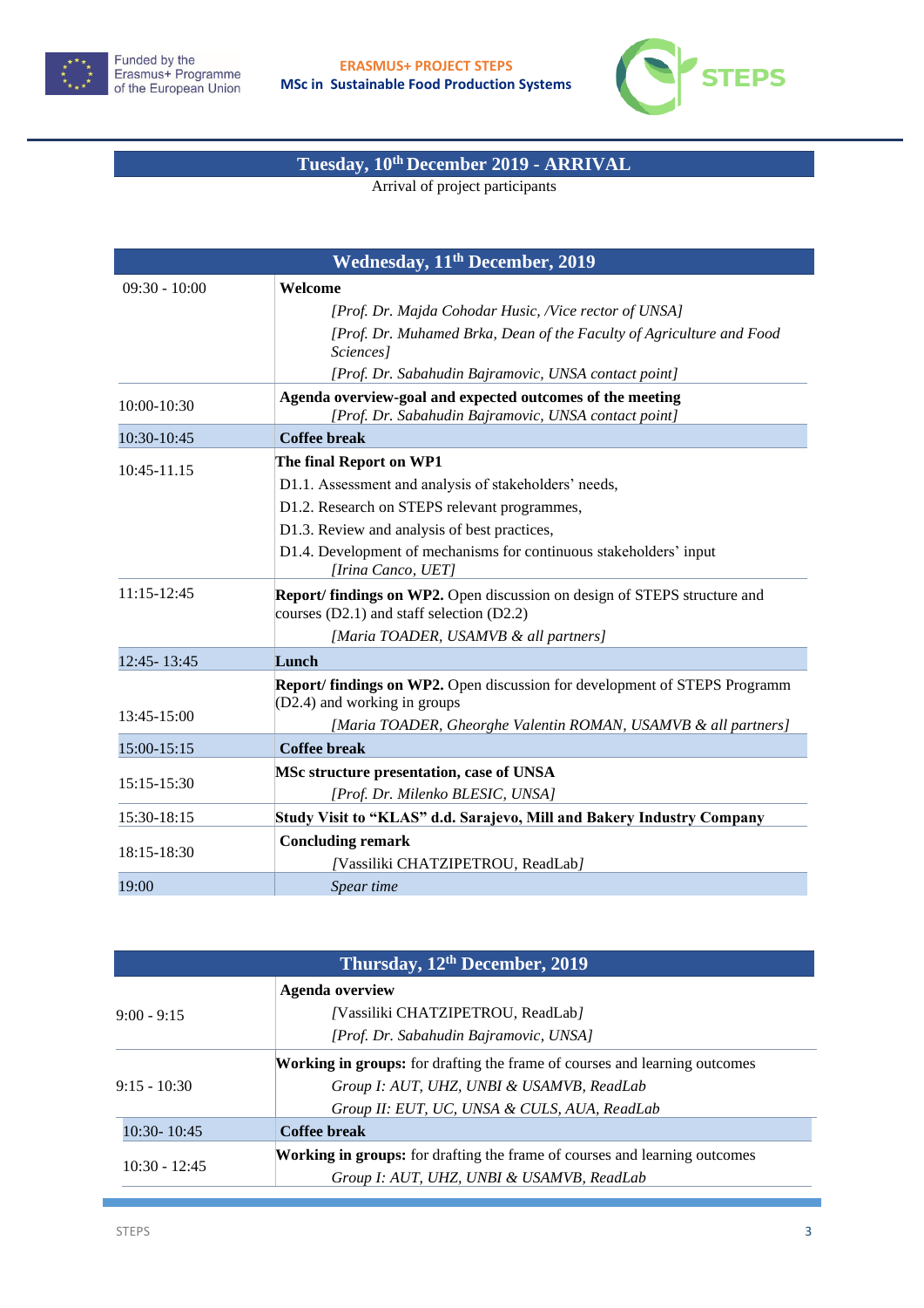**ERASMUS+ PROJECT STEPS**
**MSc in Sustainable Food Production Systems**

## Tuesday, 10th December 2019 - ARRIVAL

Arrival of project participants

## Wednesday, 11th December, 2019

| | |
|---|---|
| 09:30 - 10:00 | **Welcome**<br>*[Prof. Dr. Majda Cohodar Husic, /Vice rector of UNSA]*<br>*[Prof. Dr. Muhamed Brka, Dean of the Faculty of Agriculture and Food Sciences]*<br>*[Prof. Dr. Sabahudin Bajramovic, UNSA contact point]* |
| 10:00-10:30 | **Agenda overview-goal and expected outcomes of the meeting**<br>*[Prof. Dr. Sabahudin Bajramovic, UNSA contact point]* |
| 10:30-10:45 | **Coffee break** |
| 10:45-11.15 | **The final Report on WP1**<br>D1.1. Assessment and analysis of stakeholders' needs,<br>D1.2. Research on STEPS relevant programmes,<br>D1.3. Review and analysis of best practices,<br>D1.4. Development of mechanisms for continuous stakeholders' input<br>*[Irina Canco, UET]* |
| 11:15-12:45 | **Report/ findings on WP2.** Open discussion on design of STEPS structure and courses (D2.1) and staff selection (D2.2)<br>*[Maria TOADER, USAMVB & all partners]* |
| 12:45- 13:45 | **Lunch** |
| 13:45-15:00 | **Report/ findings on WP2.** Open discussion for development of STEPS Programm (D2.4) and working in groups<br>*[Maria TOADER, Gheorghe Valentin ROMAN, USAMVB & all partners]* |
| 15:00-15:15 | **Coffee break** |
| 15:15-15:30 | **MSc structure presentation, case of UNSA**<br>*[Prof. Dr. Milenko BLESIC, UNSA]* |
| 15:30-18:15 | **Study Visit to "KLAS" d.d. Sarajevo, Mill and Bakery Industry Company** |
| 18:15-18:30 | **Concluding remark**<br>*[*Vassiliki CHATZIPETROU, ReadLab*]* |
| 19:00 | *Spear time* |

## Thursday, 12th December, 2019

| | |
|---|---|
| 9:00 - 9:15 | **Agenda overview**<br>*[*Vassiliki CHATZIPETROU, ReadLab*]*<br>*[Prof. Dr. Sabahudin Bajramovic, UNSA]* |
| 9:15 - 10:30 | **Working in groups:** for drafting the frame of courses and learning outcomes<br>*Group I: AUT, UHZ, UNBI & USAMVB, ReadLab*<br>*Group II: EUT, UC, UNSA & CULS, AUA, ReadLab* |
| 10:30- 10:45 | **Coffee break** |
| 10:30 - 12:45 | **Working in groups:** for drafting the frame of courses and learning outcomes<br>*Group I: AUT, UHZ, UNBI & USAMVB, ReadLab* |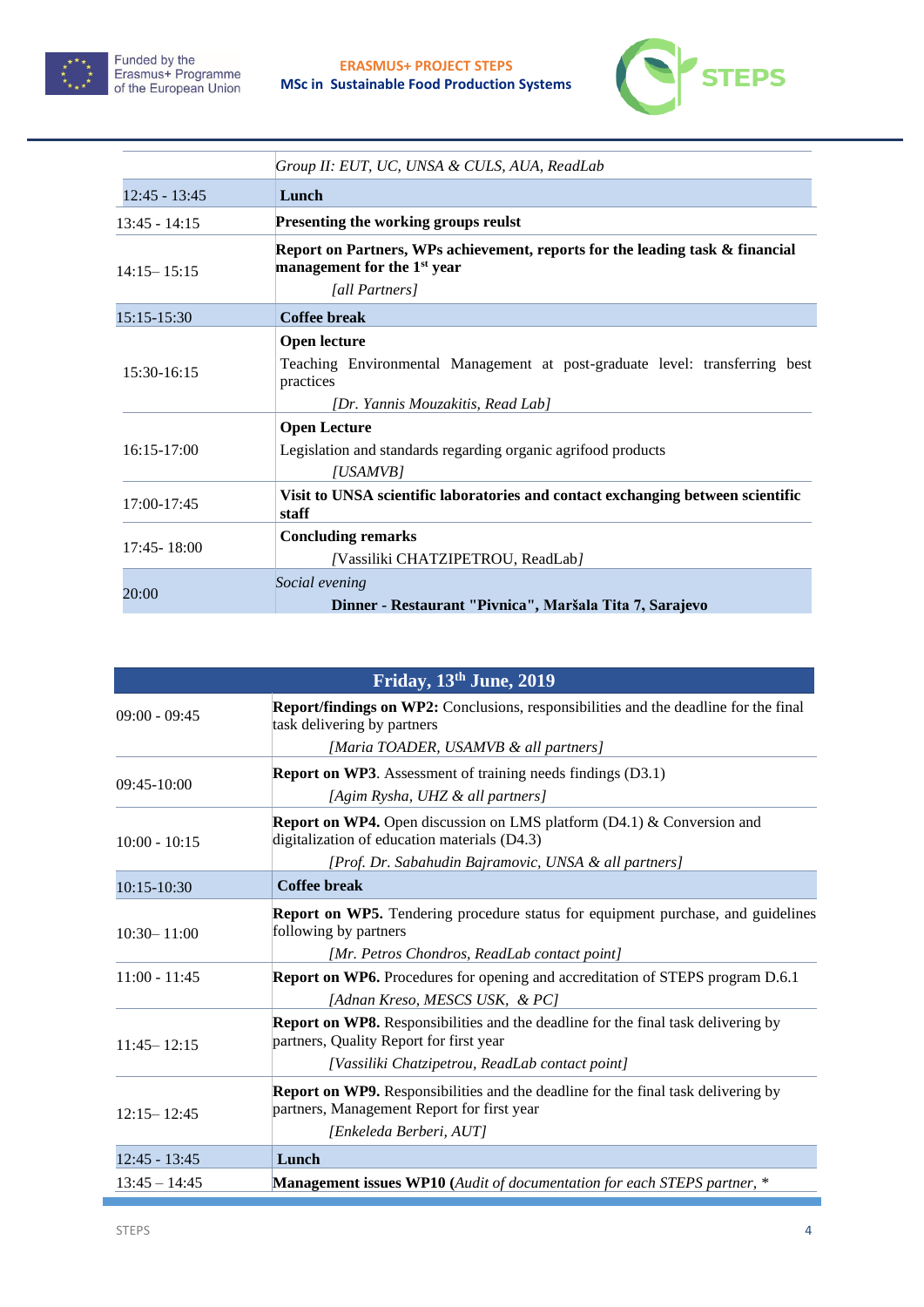| | |
|---|---|
| | *Group II: EUT, UC, UNSA & CULS, AUA, ReadLab* |
| 12:45 - 13:45 | **Lunch** |
| 13:45 - 14:15 | **Presenting the working groups reult** |
| 14:15– 15:15 | **Report on Partners, WPs achievement, reports for the leading task & financial management for the 1st year** *[all Partners]* |
| 15:15-15:30 | **Coffee break** |
| 15:30-16:15 | **Open lecture** Teaching Environmental Management at post-graduate level: transferring best practices *[Dr. Yannis Mouzakitis, Read Lab]* |
| 16:15-17:00 | **Open Lecture** Legislation and standards regarding organic agrifood products *[USAMVB]* |
| 17:00-17:45 | **Visit to UNSA scientific laboratories and contact exchanging between scientific staff** |
| 17:45- 18:00 | **Concluding remarks** *[*Vassiliki CHATZIPETROU, ReadLab*]* |
| 20:00 | *Social evening* **Dinner - Restaurant "Pivnica", Maršala Tita 7, Sarajevo** |

| **Friday, 13th June, 2019** | |
|---|---|
| 09:00 - 09:45 | **Report/findings on WP2:** Conclusions, responsibilities and the deadline for the final task delivering by partners *[Maria TOADER, USAMVB & all partners]* |
| 09:45-10:00 | **Report on WP3**. Assessment of training needs findings (D3.1) *[Agim Rysha, UHZ & all partners]* |
| 10:00 - 10:15 | **Report on WP4.** Open discussion on LMS platform (D4.1) & Conversion and digitalization of education materials (D4.3) *[Prof. Dr. Sabahudin Bajramovic, UNSA & all partners]* |
| 10:15-10:30 | **Coffee break** |
| 10:30– 11:00 | **Report on WP5.** Tendering procedure status for equipment purchase, and guidelines following by partners *[Mr. Petros Chondros, ReadLab contact point]* |
| 11:00 - 11:45 | **Report on WP6.** Procedures for opening and accreditation of STEPS program D.6.1 *[Adnan Kreso, MESCS USK, & PC]* |
| 11:45– 12:15 | **Report on WP8.** Responsibilities and the deadline for the final task delivering by partners, Quality Report for first year *[Vassiliki Chatzipetrou, ReadLab contact point]* |
| 12:15– 12:45 | **Report on WP9.** Responsibilities and the deadline for the final task delivering by partners, Management Report for first year *[Enkeleda Berberi, AUT]* |
| 12:45 - 13:45 | **Lunch** |
| 13:45 – 14:45 | **Management issues WP10 (***Audit of documentation for each STEPS partner, \** |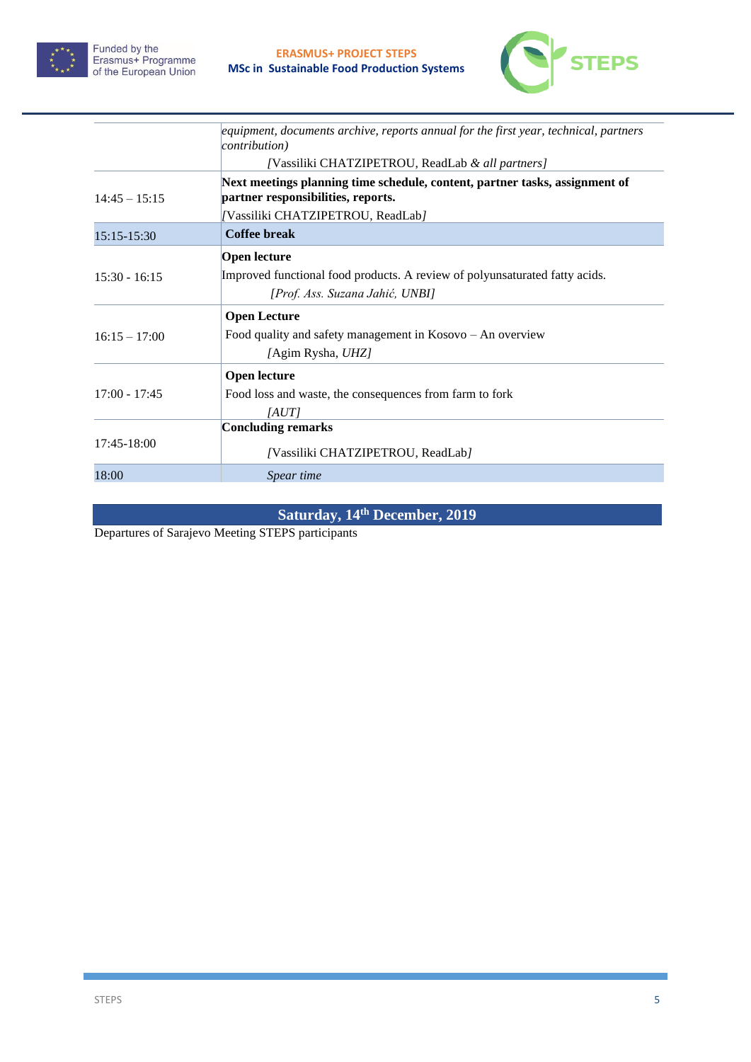| | |
|---|---|
| | *equipment, documents archive, reports annual for the first year, technical, partners contribution)* [Vassiliki CHATZIPETROU, ReadLab *& all partners]* |
| 14:45 – 15:15 | **Next meetings planning time schedule, content, partner tasks, assignment of partner responsibilities, reports.** [Vassiliki CHATZIPETROU, ReadLab*]* |
| 15:15-15:30 | **Coffee break** |
| 15:30 - 16:15 | **Open lecture** Improved functional food products. A review of polyunsaturated fatty acids. *[Prof. Ass. Suzana Jahić, UNBI]* |
| 16:15 – 17:00 | **Open Lecture** Food quality and safety management in Kosovo – An overview [Agim Rysha, *UHZ]* |
| 17:00 - 17:45 | **Open lecture** Food loss and waste, the consequences from farm to fork *[AUT]* |
| 17:45-18:00 | **Concluding remarks** [Vassiliki CHATZIPETROU, ReadLab*]* |
| 18:00 | *Spear time* |

## Saturday, 14th December, 2019

Departures of Sarajevo Meeting STEPS participants